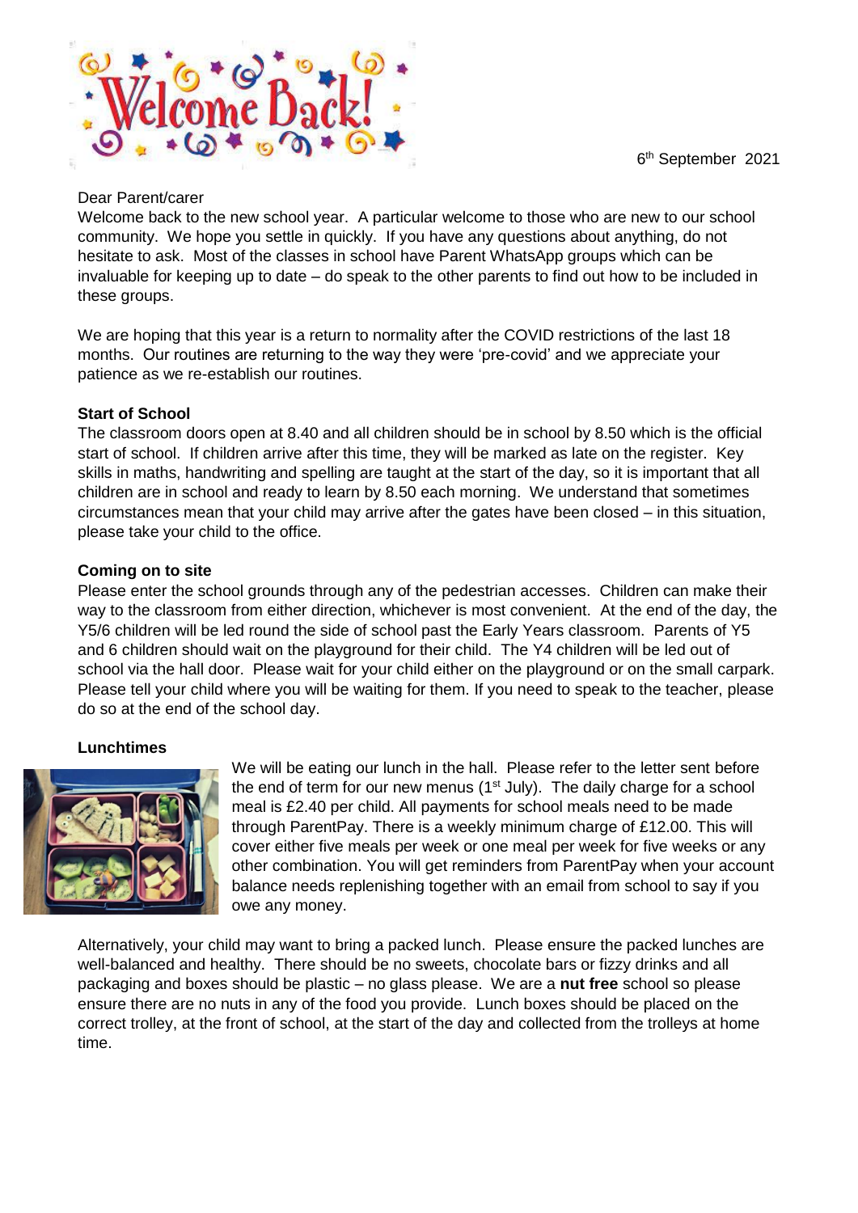# Welcome Back!

6th September 2021

Dear Parent/carer

Welcome back to the new school year. A particular welcome to those who are new to our school community. We hope you settle in quickly. If you have any questions about anything, do not hesitate to ask. Most of the classes in school have Parent WhatsApp groups which can be invaluable for keeping up to date – do speak to the other parents to find out how to be included in these groups.

We are hoping that this year is a return to normality after the COVID restrictions of the last 18 months. Our routines are returning to the way they were 'pre-covid' and we appreciate your patience as we re-establish our routines.

**Start of School**

The classroom doors open at 8.40 and all children should be in school by 8.50 which is the official start of school. If children arrive after this time, they will be marked as late on the register. Key skills in maths, handwriting and spelling are taught at the start of the day, so it is important that all children are in school and ready to learn by 8.50 each morning. We understand that sometimes circumstances mean that your child may arrive after the gates have been closed – in this situation, please take your child to the office.

**Coming on to site**

Please enter the school grounds through any of the pedestrian accesses. Children can make their way to the classroom from either direction, whichever is most convenient. At the end of the day, the Y5/6 children will be led round the side of school past the Early Years classroom. Parents of Y5 and 6 children should wait on the playground for their child. The Y4 children will be led out of school via the hall door. Please wait for your child either on the playground or on the small carpark. Please tell your child where you will be waiting for them. If you need to speak to the teacher, please do so at the end of the school day.

**Lunchtimes**

We will be eating our lunch in the hall. Please refer to the letter sent before the end of term for our new menus (1st July). The daily charge for a school meal is £2.40 per child. All payments for school meals need to be made through ParentPay. There is a weekly minimum charge of £12.00. This will cover either five meals per week or one meal per week for five weeks or any other combination. You will get reminders from ParentPay when your account balance needs replenishing together with an email from school to say if you owe any money.

Alternatively, your child may want to bring a packed lunch. Please ensure the packed lunches are well-balanced and healthy. There should be no sweets, chocolate bars or fizzy drinks and all packaging and boxes should be plastic – no glass please. We are a **nut free** school so please ensure there are no nuts in any of the food you provide. Lunch boxes should be placed on the correct trolley, at the front of school, at the start of the day and collected from the trolleys at home time.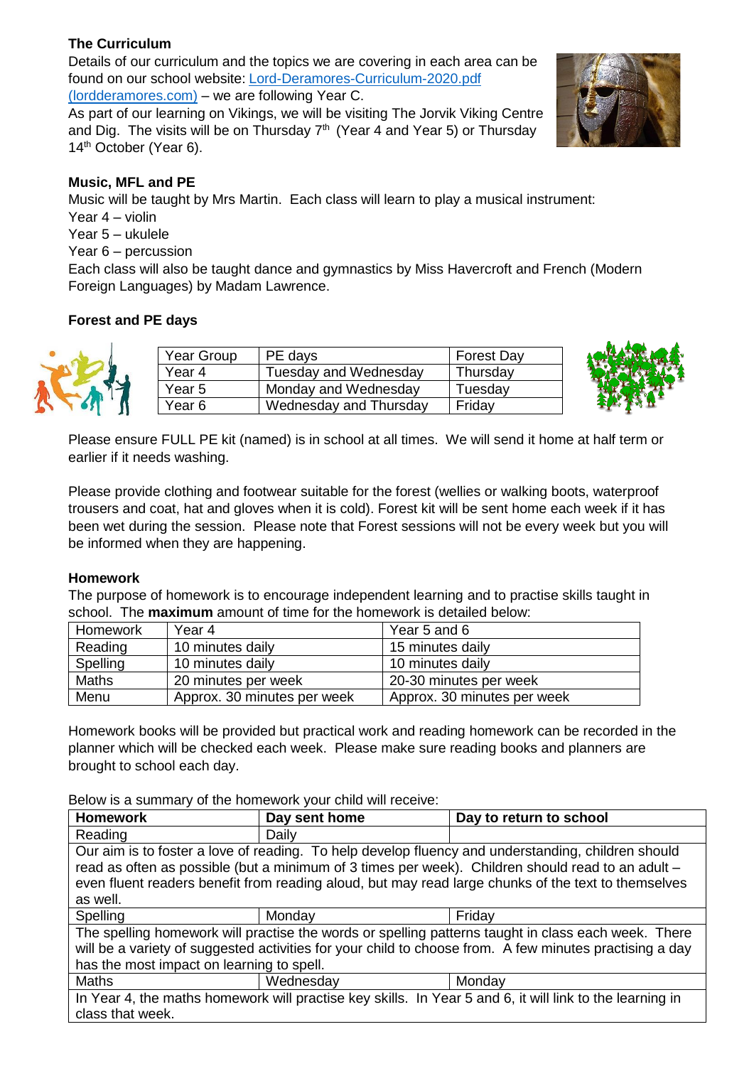**The Curriculum**

Details of our curriculum and the topics we are covering in each area can be found on our school website: [Lord-Deramores-Curriculum-2020.pdf (lordderamores.com)](Lord-Deramores-Curriculum-2020.pdf) – we are following Year C.

As part of our learning on Vikings, we will be visiting The Jorvik Viking Centre and Dig. The visits will be on Thursday 7th (Year 4 and Year 5) or Thursday 14th October (Year 6).

**Music, MFL and PE**

Music will be taught by Mrs Martin. Each class will learn to play a musical instrument:

Year 4 – violin
Year 5 – ukulele
Year 6 – percussion

Each class will also be taught dance and gymnastics by Miss Havercroft and French (Modern Foreign Languages) by Madam Lawrence.

**Forest and PE days**

| Year Group | PE days | Forest Day |
|---|---|---|
| Year 4 | Tuesday and Wednesday | Thursday |
| Year 5 | Monday and Wednesday | Tuesday |
| Year 6 | Wednesday and Thursday | Friday |

Please ensure FULL PE kit (named) is in school at all times. We will send it home at half term or earlier if it needs washing.

Please provide clothing and footwear suitable for the forest (wellies or walking boots, waterproof trousers and coat, hat and gloves when it is cold). Forest kit will be sent home each week if it has been wet during the session. Please note that Forest sessions will not be every week but you will be informed when they are happening.

**Homework**

The purpose of homework is to encourage independent learning and to practise skills taught in school. The **maximum** amount of time for the homework is detailed below:

| Homework | Year 4 | Year 5 and 6 |
|---|---|---|
| Reading | 10 minutes daily | 15 minutes daily |
| Spelling | 10 minutes daily | 10 minutes daily |
| Maths | 20 minutes per week | 20-30 minutes per week |
| Menu | Approx. 30 minutes per week | Approx. 30 minutes per week |

Homework books will be provided but practical work and reading homework can be recorded in the planner which will be checked each week. Please make sure reading books and planners are brought to school each day.

Below is a summary of the homework your child will receive:

| **Homework** | **Day sent home** | **Day to return to school** |
|---|---|---|
| Reading | Daily | |
| Our aim is to foster a love of reading. To help develop fluency and understanding, children should read as often as possible (but a minimum of 3 times per week). Children should read to an adult – even fluent readers benefit from reading aloud, but may read large chunks of the text to themselves as well. | | |
| Spelling | Monday | Friday |
| The spelling homework will practise the words or spelling patterns taught in class each week. There will be a variety of suggested activities for your child to choose from. A few minutes practising a day has the most impact on learning to spell. | | |
| Maths | Wednesday | Monday |
| In Year 4, the maths homework will practise key skills. In Year 5 and 6, it will link to the learning in class that week. | | |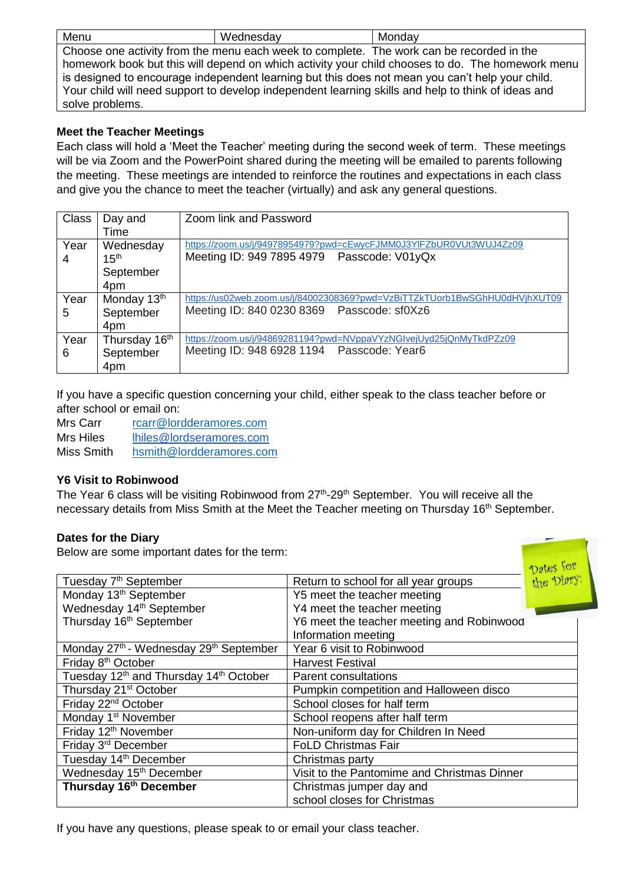| Menu | Wednesday | Monday |
|---|---|---|
| Choose one activity from the menu each week to complete. The work can be recorded in the homework book but this will depend on which activity your child chooses to do. The homework menu is designed to encourage independent learning but this does not mean you can't help your child. Your child will need support to develop independent learning skills and help to think of ideas and solve problems. | | |

**Meet the Teacher Meetings**

Each class will hold a 'Meet the Teacher' meeting during the second week of term. These meetings will be via Zoom and the PowerPoint shared during the meeting will be emailed to parents following the meeting. These meetings are intended to reinforce the routines and expectations in each class and give you the chance to meet the teacher (virtually) and ask any general questions.

| Class | Day and Time | Zoom link and Password |
|---|---|---|
| Year 4 | Wednesday 15th September 4pm | https://zoom.us/j/94978954979?pwd=cEwycFJMM0J3YlFZbUR0VUt3WUJ4Zz09 Meeting ID: 949 7895 4979 Passcode: V01yQx |
| Year 5 | Monday 13th September 4pm | https://us02web.zoom.us/j/84002308369?pwd=VzBiTTZkTUorb1BwSGhHU0dHVjhXUT09 Meeting ID: 840 0230 8369 Passcode: sf0Xz6 |
| Year 6 | Thursday 16th September 4pm | https://zoom.us/j/94869281194?pwd=NVppaVYzNGIvejUyd25jQnMyTkdPZz09 Meeting ID: 948 6928 1194 Passcode: Year6 |

If you have a specific question concerning your child, either speak to the class teacher before or after school or email on:

Mrs Carr rcarr@lordderamores.com
Mrs Hiles lhiles@lordseramores.com
Miss Smith hsmith@lordderamores.com

**Y6 Visit to Robinwood**

The Year 6 class will be visiting Robinwood from 27th-29th September. You will receive all the necessary details from Miss Smith at the Meet the Teacher meeting on Thursday 16th September.

**Dates for the Diary**

Below are some important dates for the term:

Dates for the Diary:

| | |
|---|---|
| Tuesday 7th September | Return to school for all year groups |
| Monday 13th September<br>Wednesday 14th September<br>Thursday 16th September | Y5 meet the teacher meeting<br>Y4 meet the teacher meeting<br>Y6 meet the teacher meeting and Robinwood Information meeting |
| Monday 27th - Wednesday 29th September | Year 6 visit to Robinwood |
| Friday 8th October | Harvest Festival |
| Tuesday 12th and Thursday 14th October | Parent consultations |
| Thursday 21st October | Pumpkin competition and Halloween disco |
| Friday 22nd October | School closes for half term |
| Monday 1st November | School reopens after half term |
| Friday 12th November | Non-uniform day for Children In Need |
| Friday 3rd December | FoLD Christmas Fair |
| Tuesday 14th December | Christmas party |
| Wednesday 15th December | Visit to the Pantomime and Christmas Dinner |
| **Thursday 16th December** | Christmas jumper day and school closes for Christmas |

If you have any questions, please speak to or email your class teacher.